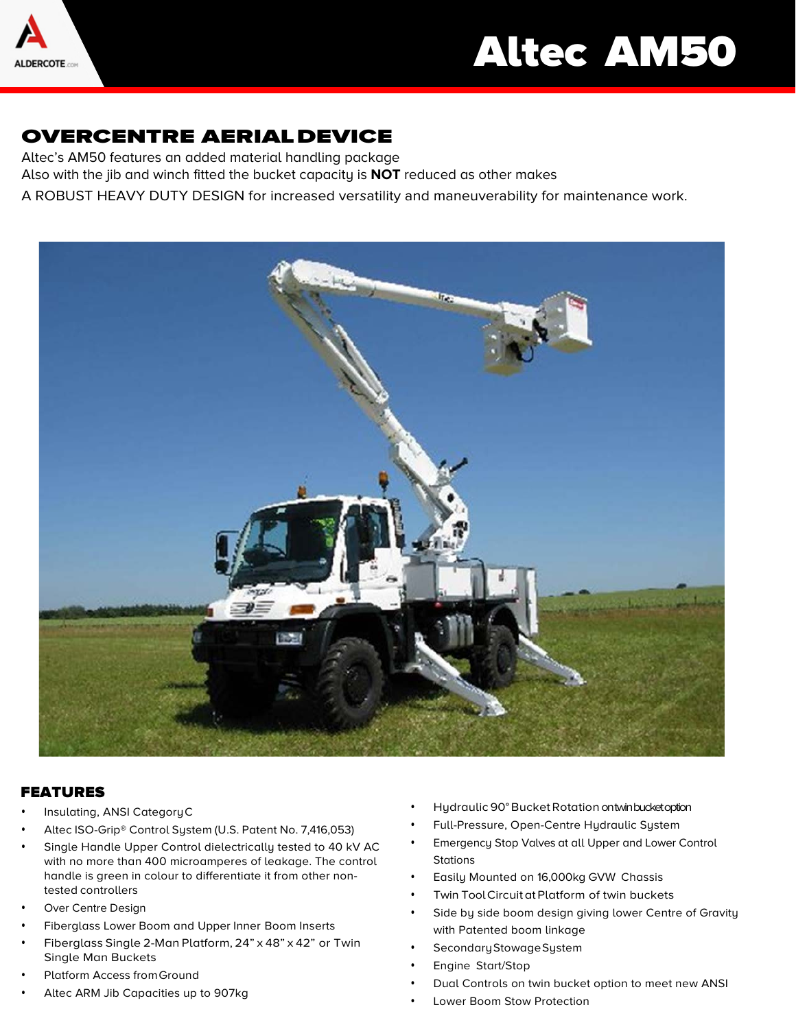# Altec AM50

## OVERCENTRE AERIAL DEVICE

Altec's AM50 features an added material handling package
Also with the jib and winch fitted the bucket capacity is **NOT** reduced as other makes
A ROBUST HEAVY DUTY DESIGN for increased versatility and maneuverability for maintenance work.

## FEATURES

- Insulating, ANSI Category C
- Altec ISO-Grip® Control System (U.S. Patent No. 7,416,053)
- Single Handle Upper Control dielectrically tested to 40 kV AC with no more than 400 microamperes of leakage. The control handle is green in colour to differentiate it from other non-tested controllers
- Over Centre Design
- Fiberglass Lower Boom and Upper Inner Boom Inserts
- Fiberglass Single 2-Man Platform, 24" x 48" x 42" or Twin Single Man Buckets
- Platform Access from Ground
- Altec ARM Jib Capacities up to 907kg
- Hydraulic 90° Bucket Rotation on twin bucket option
- Full-Pressure, Open-Centre Hydraulic System
- Emergency Stop Valves at all Upper and Lower Control Stations
- Easily Mounted on 16,000kg GVW Chassis
- Twin Tool Circuit at Platform of twin buckets
- Side by side boom design giving lower Centre of Gravity with Patented boom linkage
- Secondary Stowage System
- Engine Start/Stop
- Dual Controls on twin bucket option to meet new ANSI
- Lower Boom Stow Protection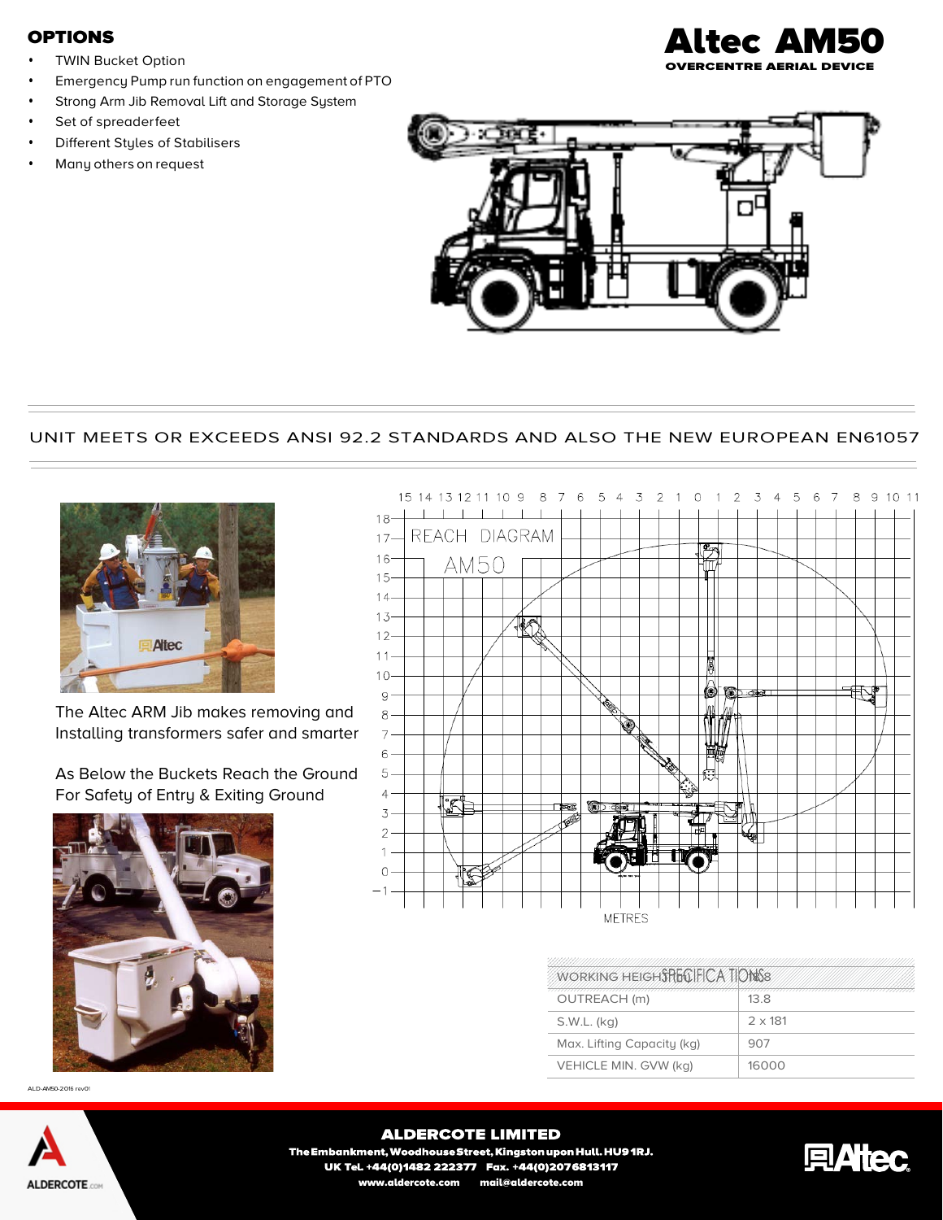## OPTIONS

- TWIN Bucket Option
- Emergency Pump run function on engagement of PTO
- Strong Arm Jib Removal Lift and Storage System
- Set of spreader feet
- Different Styles of Stabilisers
- Many others on request

# Altec AM50

**OVERCENTRE AERIAL DEVICE**

UNIT MEETS OR EXCEEDS ANSI 92.2 STANDARDS AND ALSO THE NEW EUROPEAN EN61057

The Altec ARM Jib makes removing and Installing transformers safer and smarter

As Below the Buckets Reach the Ground For Safety of Entry & Exiting Ground

REACH DIAGRAM

AM50

METRES

15 14 13 12 11 10 9 8 7 6 5 4 3 2 1 0 1 2 3 4 5 6 7 8 9 10 11

18 17 16 15 14 13 12 11 10 9 8 7 6 5 4 3 2 1 0 −1

| SPECIFICATIONS | |
|---|---|
| WORKING HEIGHT (m) | 18 |
| OUTREACH (m) | 13.8 |
| S.W.L. (kg) | 2 x 181 |
| Max. Lifting Capacity (kg) | 907 |
| VEHICLE MIN. GVW (kg) | 16000 |

ALD-AM50-2016 rev01

**ALDERCOTE LIMITED**

**The Embankment, Woodhouse Street, Kingston upon Hull. HU9 1RJ.**

**UK Tel. +44(0)1482 222377 Fax. +44(0)2076813117**

**www.aldercote.com mail@aldercote.com**